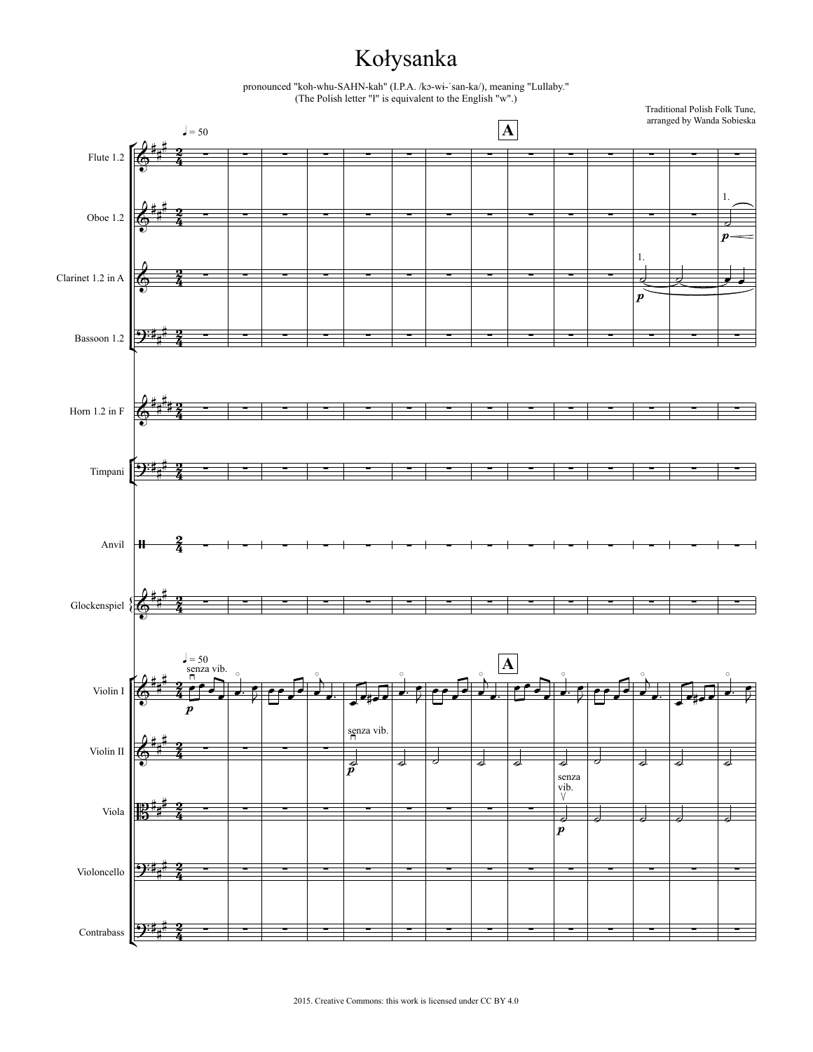# Kołysanka

pronounced "koh-whu-SAHN-kah" (I.P.A. /kɔ-wi-ˋsan-ka/), meaning "Lullaby."
(The Polish letter "ł" is equivalent to the English "w".)

Traditional Polish Folk Tune,
arranged by Wanda Sobieska

2015. Creative Commons: this work is licensed under CC BY 4.0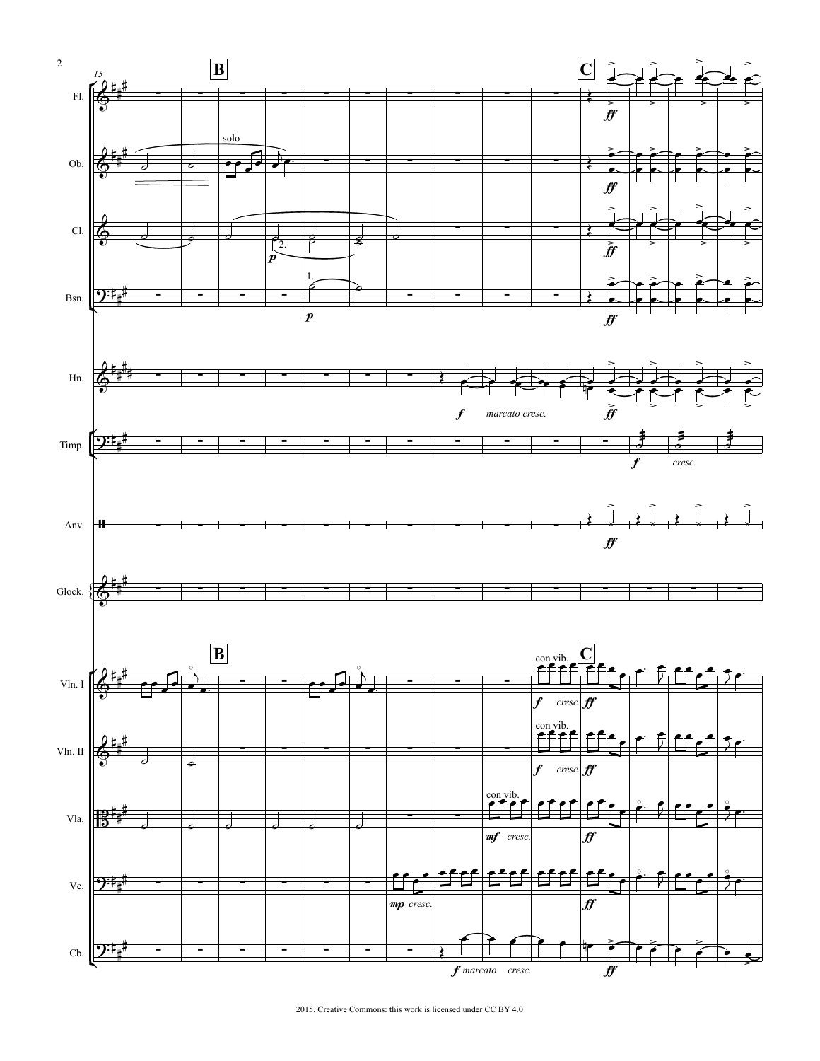2015. Creative Commons: this work is licensed under CC BY 4.0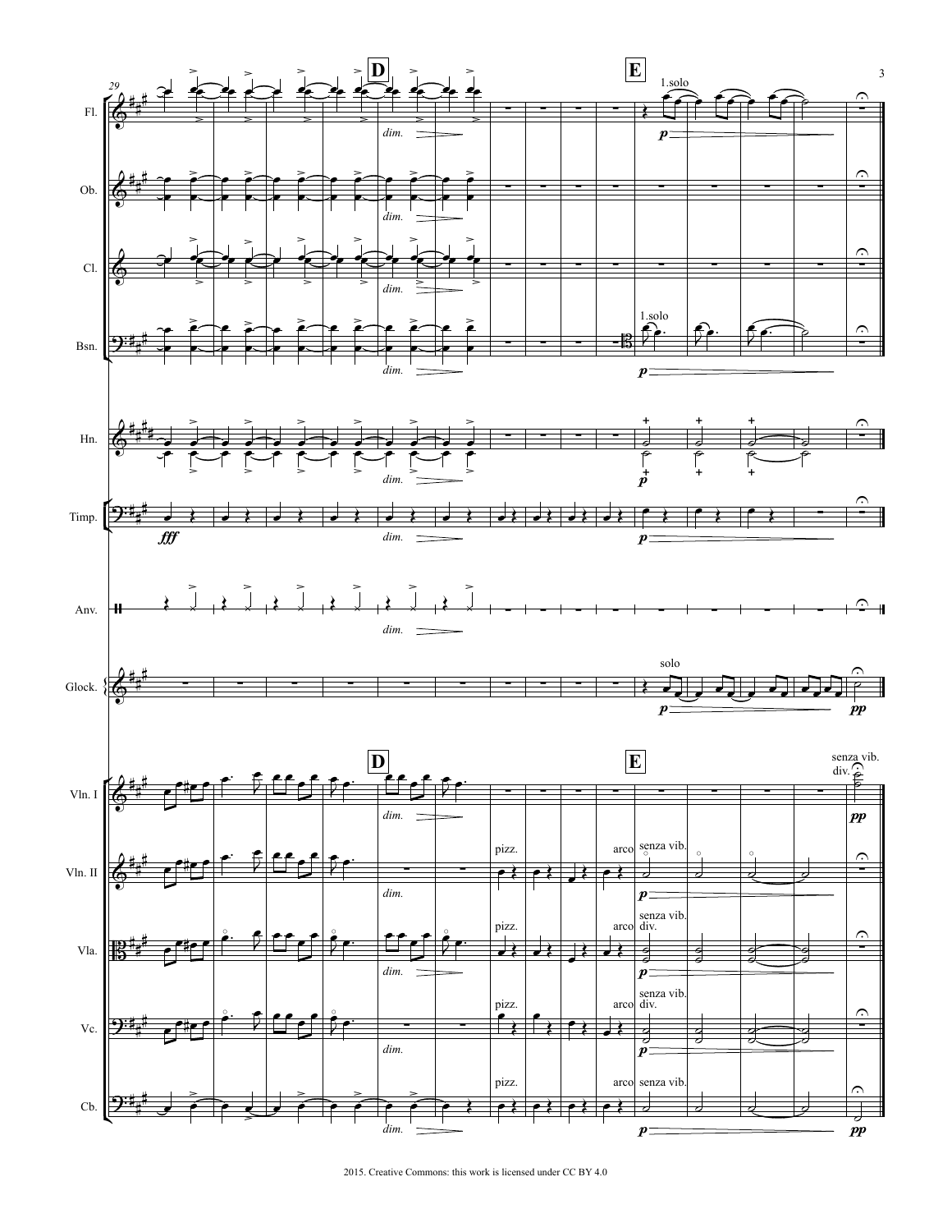2015. Creative Commons: this work is licensed under CC BY 4.0